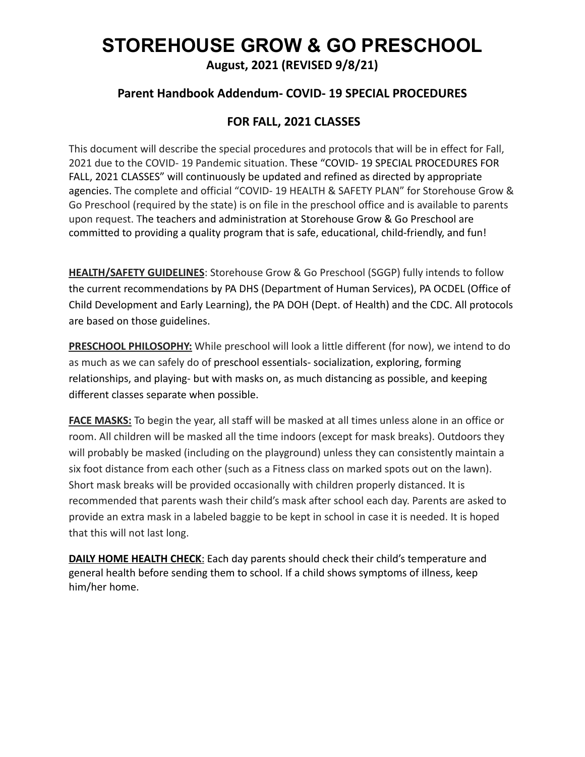# STOREHOUSE GROW & GO PRESCHOOL

**August, 2021 (REVISED 9/8/21)**

## Parent Handbook Addendum- COVID- 19 SPECIAL PROCEDURES

## FOR FALL, 2021 CLASSES

This document will describe the special procedures and protocols that will be in effect for Fall, 2021 due to the COVID- 19 Pandemic situation. These "COVID- 19 SPECIAL PROCEDURES FOR FALL, 2021 CLASSES" will continuously be updated and refined as directed by appropriate agencies. The complete and official "COVID- 19 HEALTH & SAFETY PLAN" for Storehouse Grow & Go Preschool (required by the state) is on file in the preschool office and is available to parents upon request. The teachers and administration at Storehouse Grow & Go Preschool are committed to providing a quality program that is safe, educational, child-friendly, and fun!

**HEALTH/SAFETY GUIDELINES**: Storehouse Grow & Go Preschool (SGGP) fully intends to follow the current recommendations by PA DHS (Department of Human Services), PA OCDEL (Office of Child Development and Early Learning), the PA DOH (Dept. of Health) and the CDC. All protocols are based on those guidelines.

**PRESCHOOL PHILOSOPHY:** While preschool will look a little different (for now), we intend to do as much as we can safely do of preschool essentials- socialization, exploring, forming relationships, and playing- but with masks on, as much distancing as possible, and keeping different classes separate when possible.

**FACE MASKS:** To begin the year, all staff will be masked at all times unless alone in an office or room. All children will be masked all the time indoors (except for mask breaks). Outdoors they will probably be masked (including on the playground) unless they can consistently maintain a six foot distance from each other (such as a Fitness class on marked spots out on the lawn). Short mask breaks will be provided occasionally with children properly distanced. It is recommended that parents wash their child's mask after school each day. Parents are asked to provide an extra mask in a labeled baggie to be kept in school in case it is needed. It is hoped that this will not last long.

**DAILY HOME HEALTH CHECK**: Each day parents should check their child's temperature and general health before sending them to school. If a child shows symptoms of illness, keep him/her home.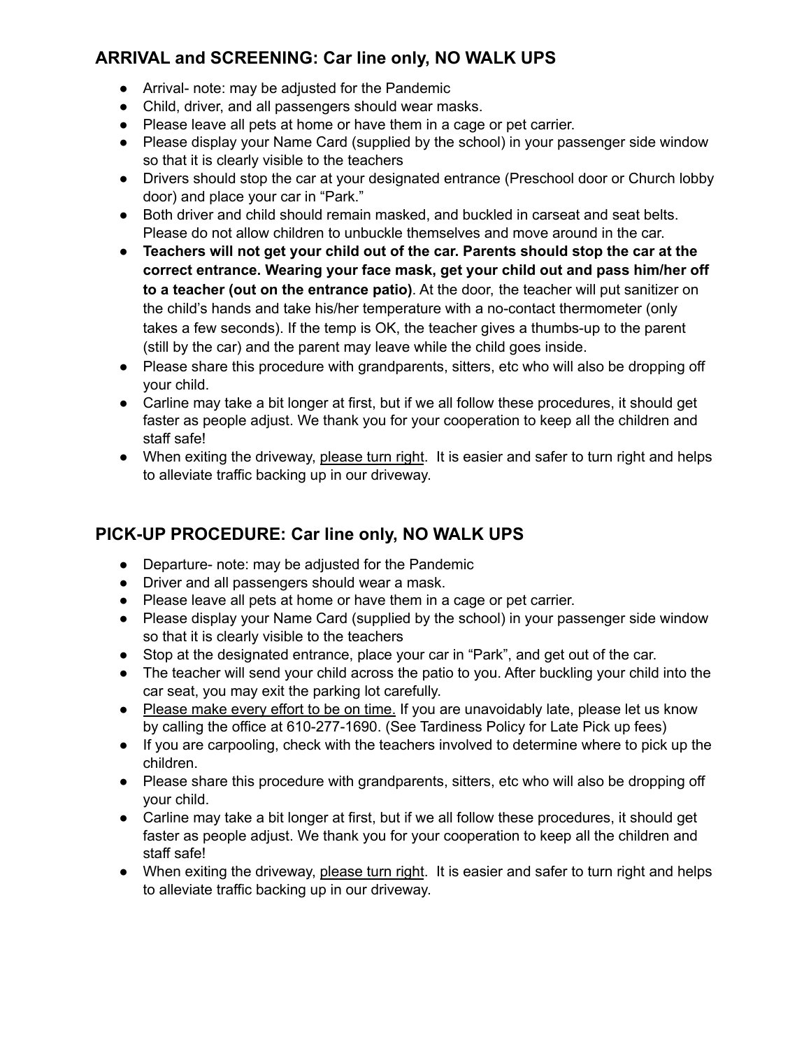## ARRIVAL and SCREENING: Car line only, NO WALK UPS

- Arrival- note: may be adjusted for the Pandemic
- Child, driver, and all passengers should wear masks.
- Please leave all pets at home or have them in a cage or pet carrier.
- Please display your Name Card (supplied by the school) in your passenger side window so that it is clearly visible to the teachers
- Drivers should stop the car at your designated entrance (Preschool door or Church lobby door) and place your car in "Park."
- Both driver and child should remain masked, and buckled in carseat and seat belts. Please do not allow children to unbuckle themselves and move around in the car.
- **Teachers will not get your child out of the car. Parents should stop the car at the correct entrance. Wearing your face mask, get your child out and pass him/her off to a teacher (out on the entrance patio)**. At the door, the teacher will put sanitizer on the child's hands and take his/her temperature with a no-contact thermometer (only takes a few seconds). If the temp is OK, the teacher gives a thumbs-up to the parent (still by the car) and the parent may leave while the child goes inside.
- Please share this procedure with grandparents, sitters, etc who will also be dropping off your child.
- Carline may take a bit longer at first, but if we all follow these procedures, it should get faster as people adjust. We thank you for your cooperation to keep all the children and staff safe!
- When exiting the driveway, <u>please turn right</u>. It is easier and safer to turn right and helps to alleviate traffic backing up in our driveway.

## PICK-UP PROCEDURE: Car line only, NO WALK UPS

- Departure- note: may be adjusted for the Pandemic
- Driver and all passengers should wear a mask.
- Please leave all pets at home or have them in a cage or pet carrier.
- Please display your Name Card (supplied by the school) in your passenger side window so that it is clearly visible to the teachers
- Stop at the designated entrance, place your car in "Park", and get out of the car.
- The teacher will send your child across the patio to you. After buckling your child into the car seat, you may exit the parking lot carefully.
- <u>Please make every effort to be on time.</u> If you are unavoidably late, please let us know by calling the office at 610-277-1690. (See Tardiness Policy for Late Pick up fees)
- If you are carpooling, check with the teachers involved to determine where to pick up the children.
- Please share this procedure with grandparents, sitters, etc who will also be dropping off your child.
- Carline may take a bit longer at first, but if we all follow these procedures, it should get faster as people adjust. We thank you for your cooperation to keep all the children and staff safe!
- When exiting the driveway, <u>please turn right</u>. It is easier and safer to turn right and helps to alleviate traffic backing up in our driveway.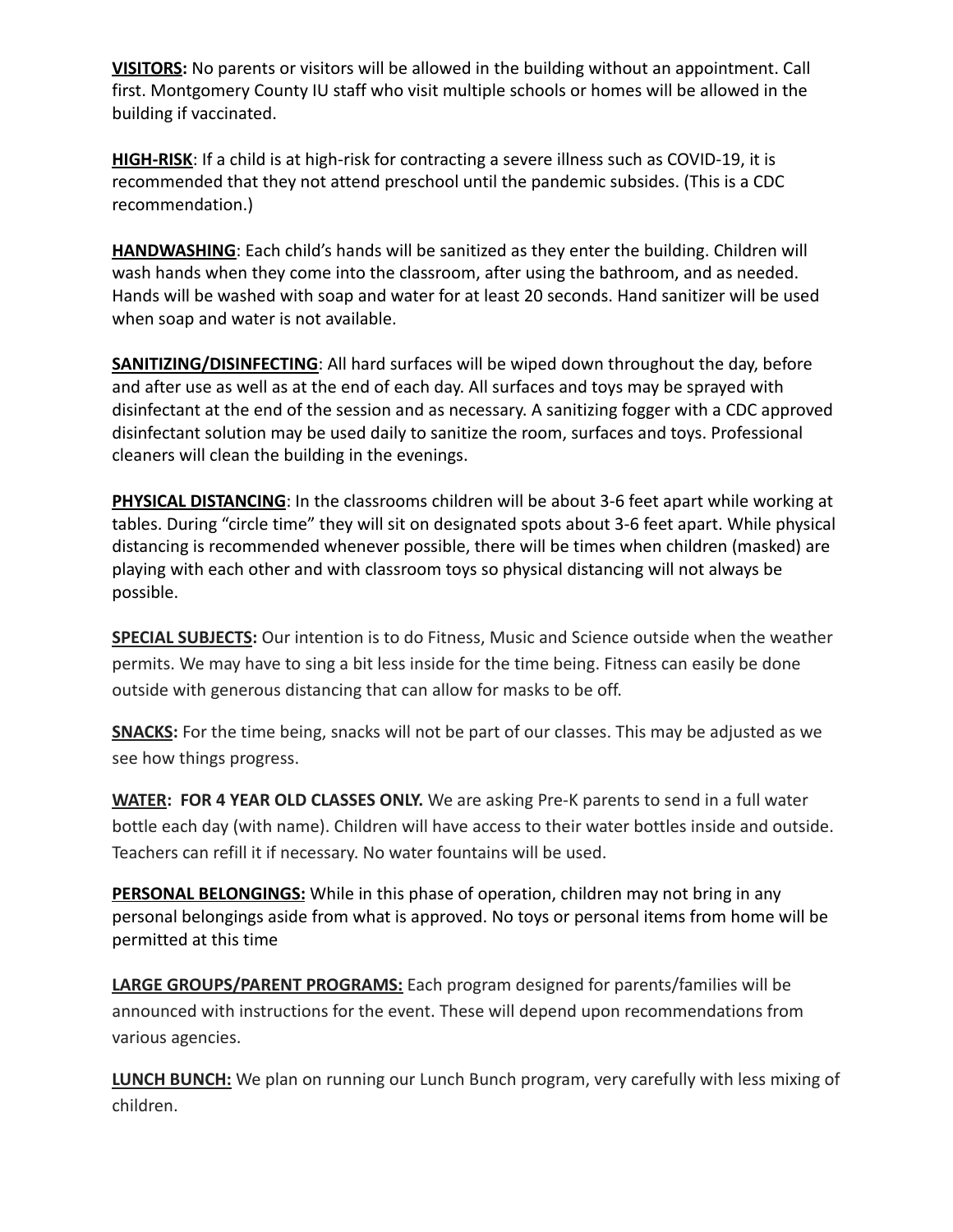**<u>VISITORS</u>:** No parents or visitors will be allowed in the building without an appointment. Call first. Montgomery County IU staff who visit multiple schools or homes will be allowed in the building if vaccinated.

**<u>HIGH-RISK</u>**: If a child is at high-risk for contracting a severe illness such as COVID-19, it is recommended that they not attend preschool until the pandemic subsides. (This is a CDC recommendation.)

**<u>HANDWASHING</u>**: Each child's hands will be sanitized as they enter the building. Children will wash hands when they come into the classroom, after using the bathroom, and as needed. Hands will be washed with soap and water for at least 20 seconds. Hand sanitizer will be used when soap and water is not available.

**<u>SANITIZING/DISINFECTING</u>**: All hard surfaces will be wiped down throughout the day, before and after use as well as at the end of each day. All surfaces and toys may be sprayed with disinfectant at the end of the session and as necessary. A sanitizing fogger with a CDC approved disinfectant solution may be used daily to sanitize the room, surfaces and toys. Professional cleaners will clean the building in the evenings.

**<u>PHYSICAL DISTANCING</u>**: In the classrooms children will be about 3-6 feet apart while working at tables. During "circle time" they will sit on designated spots about 3-6 feet apart. While physical distancing is recommended whenever possible, there will be times when children (masked) are playing with each other and with classroom toys so physical distancing will not always be possible.

**<u>SPECIAL SUBJECTS</u>:** Our intention is to do Fitness, Music and Science outside when the weather permits. We may have to sing a bit less inside for the time being. Fitness can easily be done outside with generous distancing that can allow for masks to be off.

**<u>SNACKS</u>:** For the time being, snacks will not be part of our classes. This may be adjusted as we see how things progress.

**<u>WATER</u>: FOR 4 YEAR OLD CLASSES ONLY.** We are asking Pre-K parents to send in a full water bottle each day (with name). Children will have access to their water bottles inside and outside. Teachers can refill it if necessary. No water fountains will be used.

**<u>PERSONAL BELONGINGS</u>:** While in this phase of operation, children may not bring in any personal belongings aside from what is approved. No toys or personal items from home will be permitted at this time

**<u>LARGE GROUPS/PARENT PROGRAMS</u>:** Each program designed for parents/families will be announced with instructions for the event. These will depend upon recommendations from various agencies.

**<u>LUNCH BUNCH</u>:** We plan on running our Lunch Bunch program, very carefully with less mixing of children.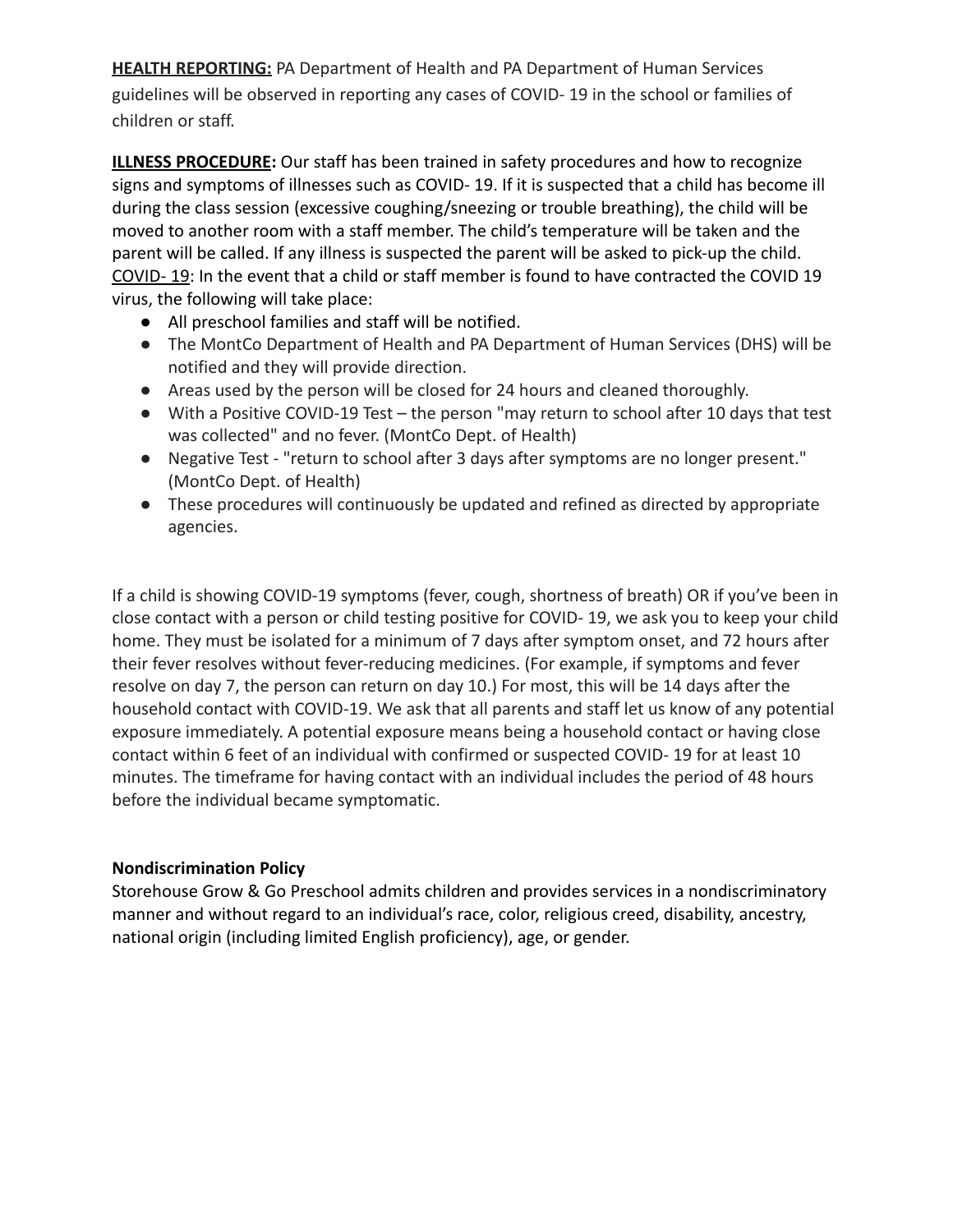<u>**HEALTH REPORTING:**</u> PA Department of Health and PA Department of Human Services guidelines will be observed in reporting any cases of COVID- 19 in the school or families of children or staff.

<u>**ILLNESS PROCEDURE**</u>**:** Our staff has been trained in safety procedures and how to recognize signs and symptoms of illnesses such as COVID- 19. If it is suspected that a child has become ill during the class session (excessive coughing/sneezing or trouble breathing), the child will be moved to another room with a staff member. The child's temperature will be taken and the parent will be called. If any illness is suspected the parent will be asked to pick-up the child.
<u>COVID- 19</u>: In the event that a child or staff member is found to have contracted the COVID 19 virus, the following will take place:

- All preschool families and staff will be notified.
- The MontCo Department of Health and PA Department of Human Services (DHS) will be notified and they will provide direction.
- Areas used by the person will be closed for 24 hours and cleaned thoroughly.
- With a Positive COVID-19 Test – the person "may return to school after 10 days that test was collected" and no fever. (MontCo Dept. of Health)
- Negative Test - "return to school after 3 days after symptoms are no longer present." (MontCo Dept. of Health)
- These procedures will continuously be updated and refined as directed by appropriate agencies.

If a child is showing COVID-19 symptoms (fever, cough, shortness of breath) OR if you've been in close contact with a person or child testing positive for COVID- 19, we ask you to keep your child home. They must be isolated for a minimum of 7 days after symptom onset, and 72 hours after their fever resolves without fever-reducing medicines. (For example, if symptoms and fever resolve on day 7, the person can return on day 10.) For most, this will be 14 days after the household contact with COVID-19. We ask that all parents and staff let us know of any potential exposure immediately. A potential exposure means being a household contact or having close contact within 6 feet of an individual with confirmed or suspected COVID- 19 for at least 10 minutes. The timeframe for having contact with an individual includes the period of 48 hours before the individual became symptomatic.

**Nondiscrimination Policy**

Storehouse Grow & Go Preschool admits children and provides services in a nondiscriminatory manner and without regard to an individual's race, color, religious creed, disability, ancestry, national origin (including limited English proficiency), age, or gender.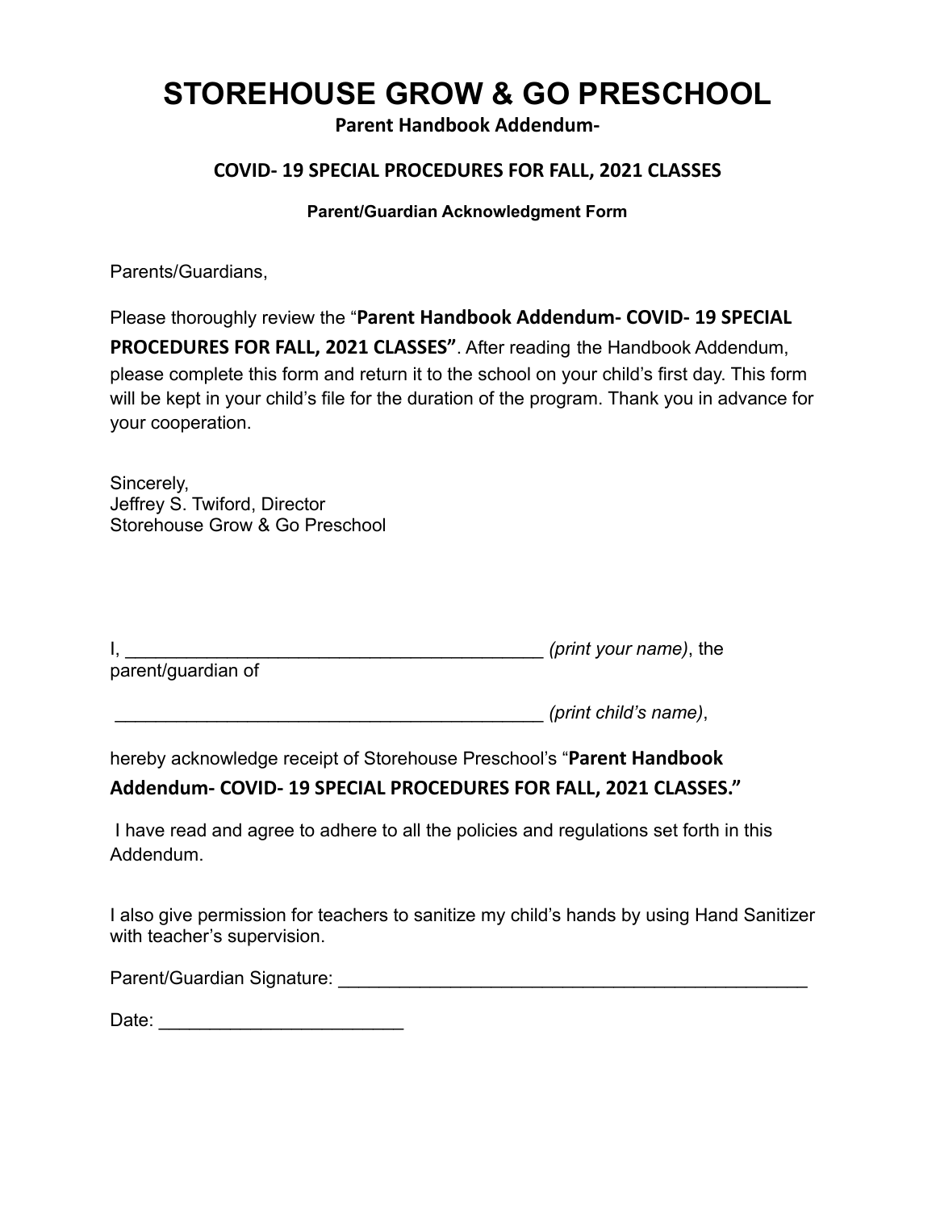# STOREHOUSE GROW & GO PRESCHOOL

**Parent Handbook Addendum-**

**COVID- 19 SPECIAL PROCEDURES FOR FALL, 2021 CLASSES**

**Parent/Guardian Acknowledgment Form**

Parents/Guardians,

Please thoroughly review the "**Parent Handbook Addendum- COVID- 19 SPECIAL PROCEDURES FOR FALL, 2021 CLASSES"**. After reading the Handbook Addendum, please complete this form and return it to the school on your child's first day. This form will be kept in your child's file for the duration of the program. Thank you in advance for your cooperation.

Sincerely,
Jeffrey S. Twiford, Director
Storehouse Grow & Go Preschool

I, ________________________________________ *(print your name)*, the parent/guardian of

________________________________________ *(print child's name)*,

hereby acknowledge receipt of Storehouse Preschool's "**Parent Handbook Addendum- COVID- 19 SPECIAL PROCEDURES FOR FALL, 2021 CLASSES."**

I have read and agree to adhere to all the policies and regulations set forth in this Addendum.

I also give permission for teachers to sanitize my child's hands by using Hand Sanitizer with teacher's supervision.

Parent/Guardian Signature: ______________________________________________

Date: ________________________